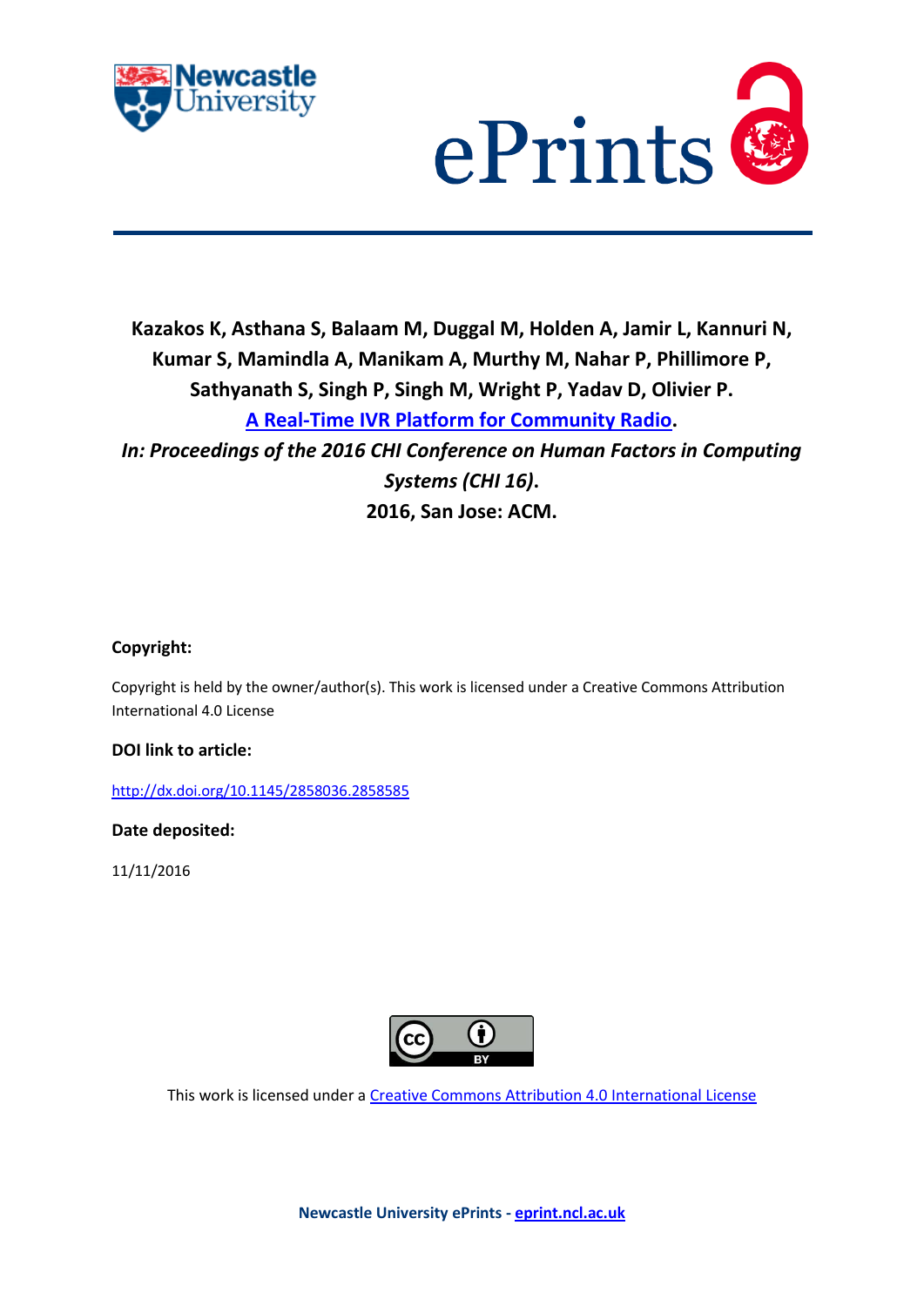**Kazakos K, Asthana S, Balaam M, Duggal M, Holden A, Jamir L, Kannuri N, Kumar S, Mamindla A, Manikam A, Murthy M, Nahar P, Phillimore P, Sathyanath S, Singh P, Singh M, Wright P, Yadav D, Olivier P.**

**[A Real-Time IVR Platform for Community Radio](#).**

***In: Proceedings of the 2016 CHI Conference on Human Factors in Computing Systems (CHI 16).***

**2016, San Jose: ACM.**

**Copyright:**

Copyright is held by the owner/author(s). This work is licensed under a Creative Commons Attribution International 4.0 License

**DOI link to article:**

http://dx.doi.org/10.1145/2858036.2858585

**Date deposited:**

11/11/2016

This work is licensed under a Creative Commons Attribution 4.0 International License

**Newcastle University ePrints - eprint.ncl.ac.uk**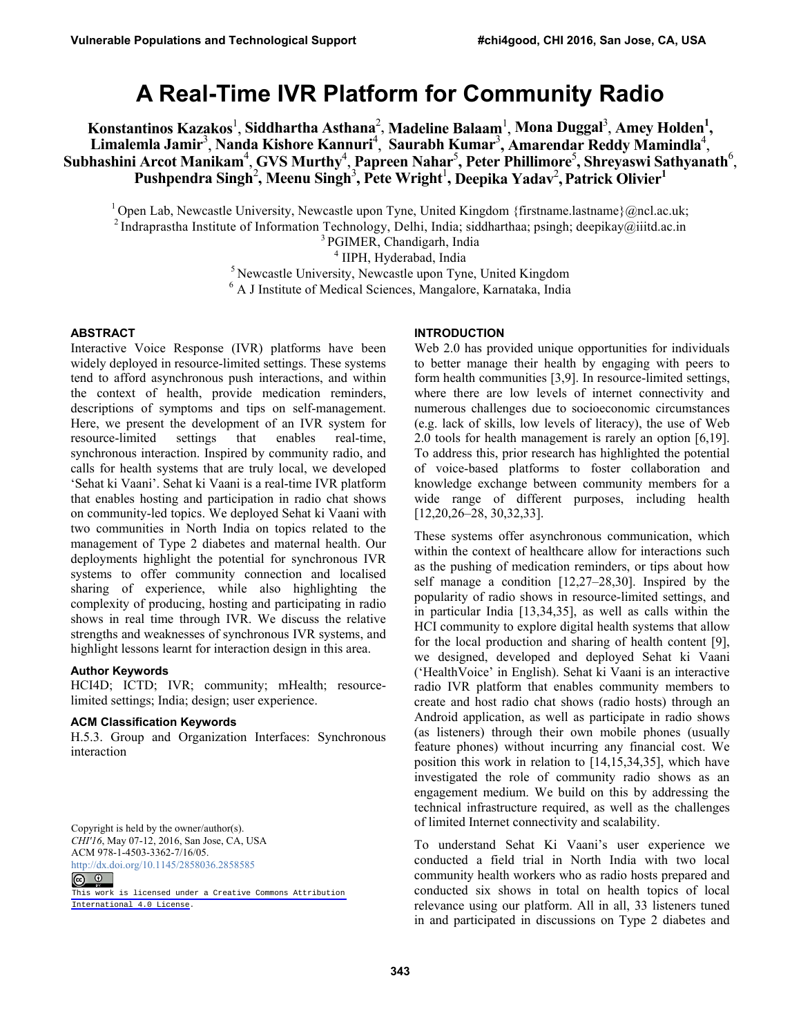# A Real-Time IVR Platform for Community Radio

**Konstantinos Kazakos**[1], **Siddhartha Asthana**[2], **Madeline Balaam**[1], **Mona Duggal**[3], **Amey Holden**[1], **Limalemla Jamir**[3], **Nanda Kishore Kannuri**[4], **Saurabh Kumar**[3], **Amarendar Reddy Mamindla**[4], **Subhashini Arcot Manikam**[4], **GVS Murthy**[4], **Papreen Nahar**[5], **Peter Phillimore**[5], **Shreyaswi Sathyanath**[6], **Pushpendra Singh**[2], **Meenu Singh**[3], **Pete Wright**[1], **Deepika Yadav**[2], **Patrick Olivier**[1]

[1] Open Lab, Newcastle University, Newcastle upon Tyne, United Kingdom {firstname.lastname}@ncl.ac.uk;
[2] Indraprastha Institute of Information Technology, Delhi, India; siddharthaa; psingh; deepikay@iiitd.ac.in
[3] PGIMER, Chandigarh, India
[4] IIPH, Hyderabad, India
[5] Newcastle University, Newcastle upon Tyne, United Kingdom
[6] A J Institute of Medical Sciences, Mangalore, Karnataka, India

## ABSTRACT

Interactive Voice Response (IVR) platforms have been widely deployed in resource-limited settings. These systems tend to afford asynchronous push interactions, and within the context of health, provide medication reminders, descriptions of symptoms and tips on self-management. Here, we present the development of an IVR system for resource-limited settings that enables real-time, synchronous interaction. Inspired by community radio, and calls for health systems that are truly local, we developed 'Sehat ki Vaani'. Sehat ki Vaani is a real-time IVR platform that enables hosting and participation in radio chat shows on community-led topics. We deployed Sehat ki Vaani with two communities in North India on topics related to the management of Type 2 diabetes and maternal health. Our deployments highlight the potential for synchronous IVR systems to offer community connection and localised sharing of experience, while also highlighting the complexity of producing, hosting and participating in radio shows in real time through IVR. We discuss the relative strengths and weaknesses of synchronous IVR systems, and highlight lessons learnt for interaction design in this area.

### Author Keywords

HCI4D; ICTD; IVR; community; mHealth; resource-limited settings; India; design; user experience.

### ACM Classification Keywords

H.5.3. Group and Organization Interfaces: Synchronous interaction

Copyright is held by the owner/author(s).
*CHI'16*, May 07-12, 2016, San Jose, CA, USA
ACM 978-1-4503-3362-7/16/05.
http://dx.doi.org/10.1145/2858036.2858585

This work is licensed under a Creative Commons Attribution International 4.0 License.

## INTRODUCTION

Web 2.0 has provided unique opportunities for individuals to better manage their health by engaging with peers to form health communities [3,9]. In resource-limited settings, where there are low levels of internet connectivity and numerous challenges due to socioeconomic circumstances (e.g. lack of skills, low levels of literacy), the use of Web 2.0 tools for health management is rarely an option [6,19]. To address this, prior research has highlighted the potential of voice-based platforms to foster collaboration and knowledge exchange between community members for a wide range of different purposes, including health [12,20,26–28, 30,32,33].

These systems offer asynchronous communication, which within the context of healthcare allow for interactions such as the pushing of medication reminders, or tips about how self manage a condition [12,27–28,30]. Inspired by the popularity of radio shows in resource-limited settings, and in particular India [13,34,35], as well as calls within the HCI community to explore digital health systems that allow for the local production and sharing of health content [9], we designed, developed and deployed Sehat ki Vaani ('HealthVoice' in English). Sehat ki Vaani is an interactive radio IVR platform that enables community members to create and host radio chat shows (radio hosts) through an Android application, as well as participate in radio shows (as listeners) through their own mobile phones (usually feature phones) without incurring any financial cost. We position this work in relation to [14,15,34,35], which have investigated the role of community radio shows as an engagement medium. We build on this by addressing the technical infrastructure required, as well as the challenges of limited Internet connectivity and scalability.

To understand Sehat Ki Vaani's user experience we conducted a field trial in North India with two local community health workers who as radio hosts prepared and conducted six shows in total on health topics of local relevance using our platform. All in all, 33 listeners tuned in and participated in discussions on Type 2 diabetes and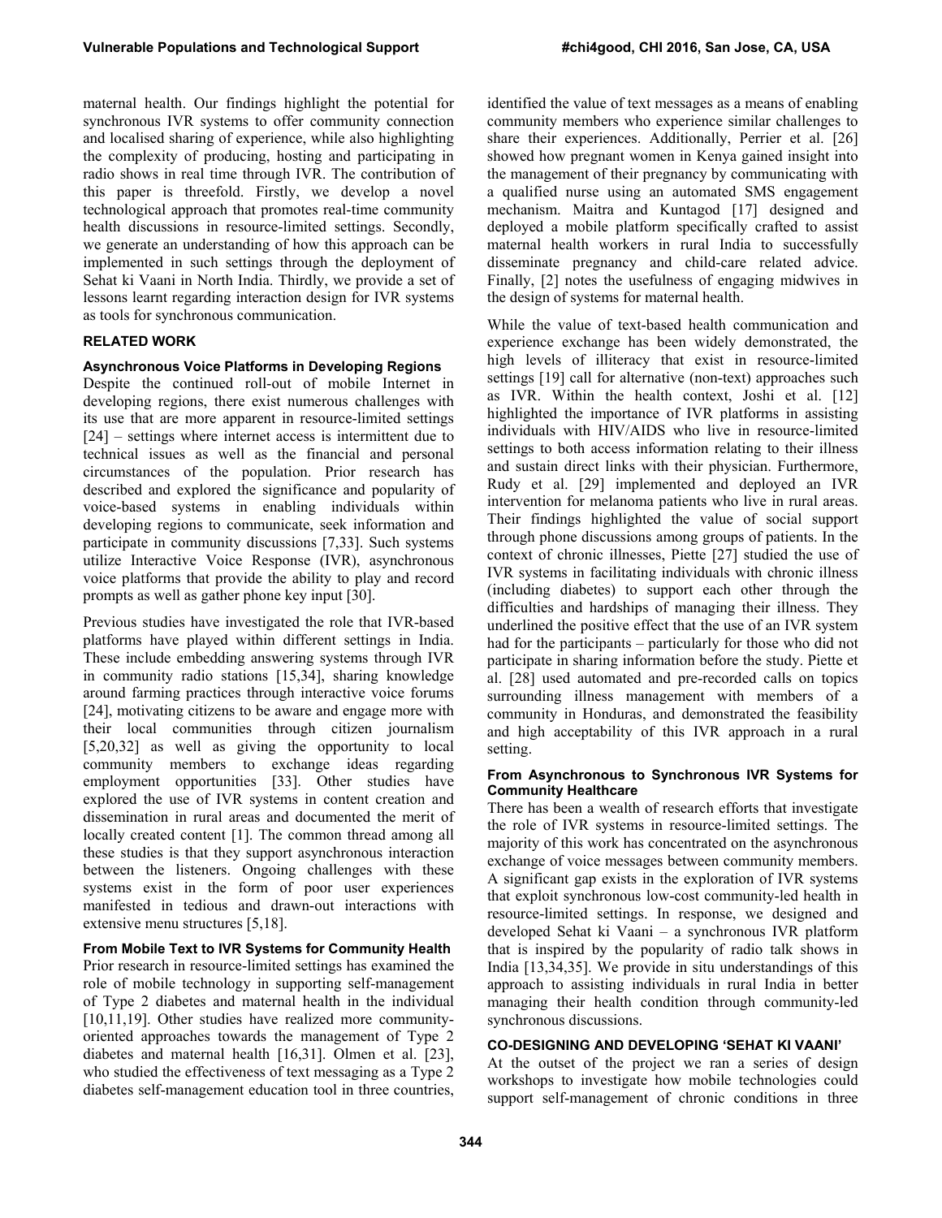maternal health. Our findings highlight the potential for synchronous IVR systems to offer community connection and localised sharing of experience, while also highlighting the complexity of producing, hosting and participating in radio shows in real time through IVR. The contribution of this paper is threefold. Firstly, we develop a novel technological approach that promotes real-time community health discussions in resource-limited settings. Secondly, we generate an understanding of how this approach can be implemented in such settings through the deployment of Sehat ki Vaani in North India. Thirdly, we provide a set of lessons learnt regarding interaction design for IVR systems as tools for synchronous communication.

## RELATED WORK

### Asynchronous Voice Platforms in Developing Regions

Despite the continued roll-out of mobile Internet in developing regions, there exist numerous challenges with its use that are more apparent in resource-limited settings [24] – settings where internet access is intermittent due to technical issues as well as the financial and personal circumstances of the population. Prior research has described and explored the significance and popularity of voice-based systems in enabling individuals within developing regions to communicate, seek information and participate in community discussions [7,33]. Such systems utilize Interactive Voice Response (IVR), asynchronous voice platforms that provide the ability to play and record prompts as well as gather phone key input [30].

Previous studies have investigated the role that IVR-based platforms have played within different settings in India. These include embedding answering systems through IVR in community radio stations [15,34], sharing knowledge around farming practices through interactive voice forums [24], motivating citizens to be aware and engage more with their local communities through citizen journalism [5,20,32] as well as giving the opportunity to local community members to exchange ideas regarding employment opportunities [33]. Other studies have explored the use of IVR systems in content creation and dissemination in rural areas and documented the merit of locally created content [1]. The common thread among all these studies is that they support asynchronous interaction between the listeners. Ongoing challenges with these systems exist in the form of poor user experiences manifested in tedious and drawn-out interactions with extensive menu structures [5,18].

### From Mobile Text to IVR Systems for Community Health

Prior research in resource-limited settings has examined the role of mobile technology in supporting self-management of Type 2 diabetes and maternal health in the individual [10,11,19]. Other studies have realized more community-oriented approaches towards the management of Type 2 diabetes and maternal health [16,31]. Olmen et al. [23], who studied the effectiveness of text messaging as a Type 2 diabetes self-management education tool in three countries, identified the value of text messages as a means of enabling community members who experience similar challenges to share their experiences. Additionally, Perrier et al. [26] showed how pregnant women in Kenya gained insight into the management of their pregnancy by communicating with a qualified nurse using an automated SMS engagement mechanism. Maitra and Kuntagod [17] designed and deployed a mobile platform specifically crafted to assist maternal health workers in rural India to successfully disseminate pregnancy and child-care related advice. Finally, [2] notes the usefulness of engaging midwives in the design of systems for maternal health.

While the value of text-based health communication and experience exchange has been widely demonstrated, the high levels of illiteracy that exist in resource-limited settings [19] call for alternative (non-text) approaches such as IVR. Within the health context, Joshi et al. [12] highlighted the importance of IVR platforms in assisting individuals with HIV/AIDS who live in resource-limited settings to both access information relating to their illness and sustain direct links with their physician. Furthermore, Rudy et al. [29] implemented and deployed an IVR intervention for melanoma patients who live in rural areas. Their findings highlighted the value of social support through phone discussions among groups of patients. In the context of chronic illnesses, Piette [27] studied the use of IVR systems in facilitating individuals with chronic illness (including diabetes) to support each other through the difficulties and hardships of managing their illness. They underlined the positive effect that the use of an IVR system had for the participants – particularly for those who did not participate in sharing information before the study. Piette et al. [28] used automated and pre-recorded calls on topics surrounding illness management with members of a community in Honduras, and demonstrated the feasibility and high acceptability of this IVR approach in a rural setting.

### From Asynchronous to Synchronous IVR Systems for Community Healthcare

There has been a wealth of research efforts that investigate the role of IVR systems in resource-limited settings. The majority of this work has concentrated on the asynchronous exchange of voice messages between community members. A significant gap exists in the exploration of IVR systems that exploit synchronous low-cost community-led health in resource-limited settings. In response, we designed and developed Sehat ki Vaani – a synchronous IVR platform that is inspired by the popularity of radio talk shows in India [13,34,35]. We provide in situ understandings of this approach to assisting individuals in rural India in better managing their health condition through community-led synchronous discussions.

## CO-DESIGNING AND DEVELOPING 'SEHAT KI VAANI'

At the outset of the project we ran a series of design workshops to investigate how mobile technologies could support self-management of chronic conditions in three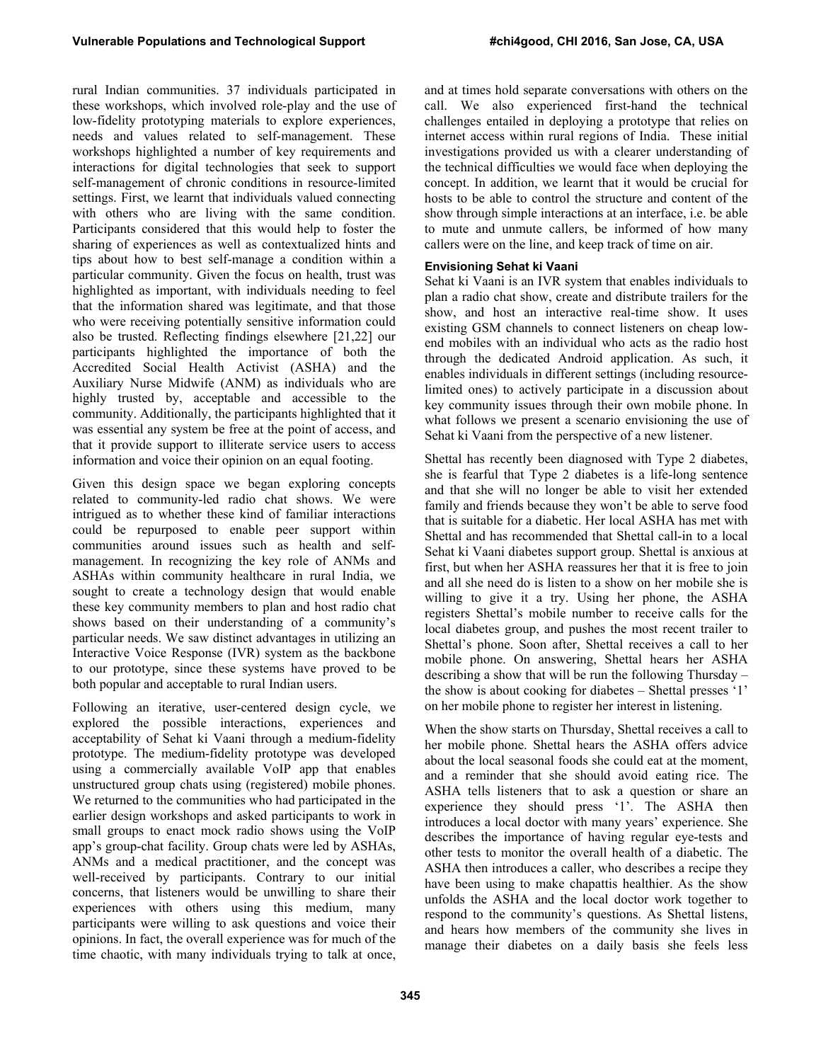rural Indian communities. 37 individuals participated in these workshops, which involved role-play and the use of low-fidelity prototyping materials to explore experiences, needs and values related to self-management. These workshops highlighted a number of key requirements and interactions for digital technologies that seek to support self-management of chronic conditions in resource-limited settings. First, we learnt that individuals valued connecting with others who are living with the same condition. Participants considered that this would help to foster the sharing of experiences as well as contextualized hints and tips about how to best self-manage a condition within a particular community. Given the focus on health, trust was highlighted as important, with individuals needing to feel that the information shared was legitimate, and that those who were receiving potentially sensitive information could also be trusted. Reflecting findings elsewhere [21,22] our participants highlighted the importance of both the Accredited Social Health Activist (ASHA) and the Auxiliary Nurse Midwife (ANM) as individuals who are highly trusted by, acceptable and accessible to the community. Additionally, the participants highlighted that it was essential any system be free at the point of access, and that it provide support to illiterate service users to access information and voice their opinion on an equal footing.

Given this design space we began exploring concepts related to community-led radio chat shows. We were intrigued as to whether these kind of familiar interactions could be repurposed to enable peer support within communities around issues such as health and self-management. In recognizing the key role of ANMs and ASHAs within community healthcare in rural India, we sought to create a technology design that would enable these key community members to plan and host radio chat shows based on their understanding of a community's particular needs. We saw distinct advantages in utilizing an Interactive Voice Response (IVR) system as the backbone to our prototype, since these systems have proved to be both popular and acceptable to rural Indian users.

Following an iterative, user-centered design cycle, we explored the possible interactions, experiences and acceptability of Sehat ki Vaani through a medium-fidelity prototype. The medium-fidelity prototype was developed using a commercially available VoIP app that enables unstructured group chats using (registered) mobile phones. We returned to the communities who had participated in the earlier design workshops and asked participants to work in small groups to enact mock radio shows using the VoIP app's group-chat facility. Group chats were led by ASHAs, ANMs and a medical practitioner, and the concept was well-received by participants. Contrary to our initial concerns, that listeners would be unwilling to share their experiences with others using this medium, many participants were willing to ask questions and voice their opinions. In fact, the overall experience was for much of the time chaotic, with many individuals trying to talk at once, and at times hold separate conversations with others on the call. We also experienced first-hand the technical challenges entailed in deploying a prototype that relies on internet access within rural regions of India. These initial investigations provided us with a clearer understanding of the technical difficulties we would face when deploying the concept. In addition, we learnt that it would be crucial for hosts to be able to control the structure and content of the show through simple interactions at an interface, i.e. be able to mute and unmute callers, be informed of how many callers were on the line, and keep track of time on air.

#### Envisioning Sehat ki Vaani

Sehat ki Vaani is an IVR system that enables individuals to plan a radio chat show, create and distribute trailers for the show, and host an interactive real-time show. It uses existing GSM channels to connect listeners on cheap low-end mobiles with an individual who acts as the radio host through the dedicated Android application. As such, it enables individuals in different settings (including resource-limited ones) to actively participate in a discussion about key community issues through their own mobile phone. In what follows we present a scenario envisioning the use of Sehat ki Vaani from the perspective of a new listener.

Shettal has recently been diagnosed with Type 2 diabetes, she is fearful that Type 2 diabetes is a life-long sentence and that she will no longer be able to visit her extended family and friends because they won't be able to serve food that is suitable for a diabetic. Her local ASHA has met with Shettal and has recommended that Shettal call-in to a local Sehat ki Vaani diabetes support group. Shettal is anxious at first, but when her ASHA reassures her that it is free to join and all she need do is listen to a show on her mobile she is willing to give it a try. Using her phone, the ASHA registers Shettal's mobile number to receive calls for the local diabetes group, and pushes the most recent trailer to Shettal's phone. Soon after, Shettal receives a call to her mobile phone. On answering, Shettal hears her ASHA describing a show that will be run the following Thursday – the show is about cooking for diabetes – Shettal presses '1' on her mobile phone to register her interest in listening.

When the show starts on Thursday, Shettal receives a call to her mobile phone. Shettal hears the ASHA offers advice about the local seasonal foods she could eat at the moment, and a reminder that she should avoid eating rice. The ASHA tells listeners that to ask a question or share an experience they should press '1'. The ASHA then introduces a local doctor with many years' experience. She describes the importance of having regular eye-tests and other tests to monitor the overall health of a diabetic. The ASHA then introduces a caller, who describes a recipe they have been using to make chapattis healthier. As the show unfolds the ASHA and the local doctor work together to respond to the community's questions. As Shettal listens, and hears how members of the community she lives in manage their diabetes on a daily basis she feels less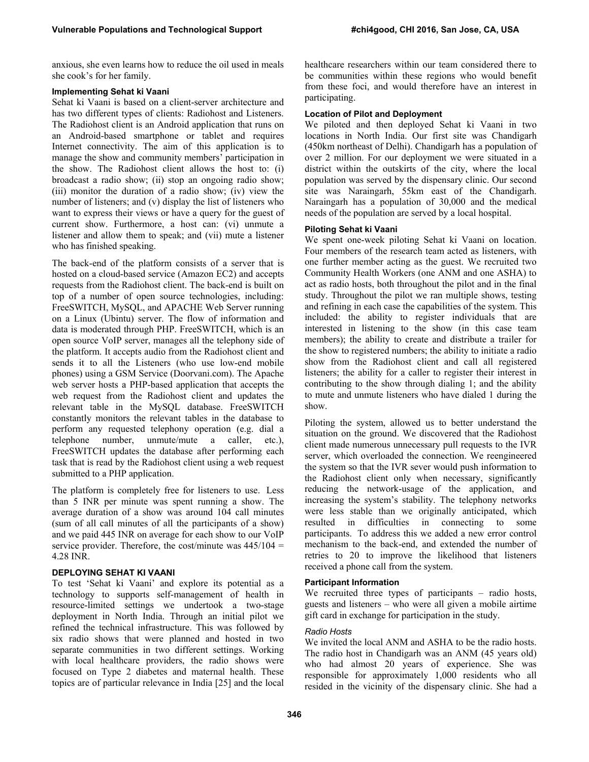anxious, she even learns how to reduce the oil used in meals she cook's for her family.

### Implementing Sehat ki Vaani

Sehat ki Vaani is based on a client-server architecture and has two different types of clients: Radiohost and Listeners. The Radiohost client is an Android application that runs on an Android-based smartphone or tablet and requires Internet connectivity. The aim of this application is to manage the show and community members' participation in the show. The Radiohost client allows the host to: (i) broadcast a radio show; (ii) stop an ongoing radio show; (iii) monitor the duration of a radio show; (iv) view the number of listeners; and (v) display the list of listeners who want to express their views or have a query for the guest of current show. Furthermore, a host can: (vi) unmute a listener and allow them to speak; and (vii) mute a listener who has finished speaking.

The back-end of the platform consists of a server that is hosted on a cloud-based service (Amazon EC2) and accepts requests from the Radiohost client. The back-end is built on top of a number of open source technologies, including: FreeSWITCH, MySQL, and APACHE Web Server running on a Linux (Ubintu) server. The flow of information and data is moderated through PHP. FreeSWITCH, which is an open source VoIP server, manages all the telephony side of the platform. It accepts audio from the Radiohost client and sends it to all the Listeners (who use low-end mobile phones) using a GSM Service (Doorvani.com). The Apache web server hosts a PHP-based application that accepts the web request from the Radiohost client and updates the relevant table in the MySQL database. FreeSWITCH constantly monitors the relevant tables in the database to perform any requested telephony operation (e.g. dial a telephone number, unmute/mute a caller, etc.), FreeSWITCH updates the database after performing each task that is read by the Radiohost client using a web request submitted to a PHP application.

The platform is completely free for listeners to use. Less than 5 INR per minute was spent running a show. The average duration of a show was around 104 call minutes (sum of all call minutes of all the participants of a show) and we paid 445 INR on average for each show to our VoIP service provider. Therefore, the cost/minute was 445/104 = 4.28 INR.

## DEPLOYING SEHAT KI VAANI

To test 'Sehat ki Vaani' and explore its potential as a technology to supports self-management of health in resource-limited settings we undertook a two-stage deployment in North India. Through an initial pilot we refined the technical infrastructure. This was followed by six radio shows that were planned and hosted in two separate communities in two different settings. Working with local healthcare providers, the radio shows were focused on Type 2 diabetes and maternal health. These topics are of particular relevance in India [25] and the local healthcare researchers within our team considered there to be communities within these regions who would benefit from these foci, and would therefore have an interest in participating.

### Location of Pilot and Deployment

We piloted and then deployed Sehat ki Vaani in two locations in North India. Our first site was Chandigarh (450km northeast of Delhi). Chandigarh has a population of over 2 million. For our deployment we were situated in a district within the outskirts of the city, where the local population was served by the dispensary clinic. Our second site was Naraingarh, 55km east of the Chandigarh. Naraingarh has a population of 30,000 and the medical needs of the population are served by a local hospital.

### Piloting Sehat ki Vaani

We spent one-week piloting Sehat ki Vaani on location. Four members of the research team acted as listeners, with one further member acting as the guest. We recruited two Community Health Workers (one ANM and one ASHA) to act as radio hosts, both throughout the pilot and in the final study. Throughout the pilot we ran multiple shows, testing and refining in each case the capabilities of the system. This included: the ability to register individuals that are interested in listening to the show (in this case team members); the ability to create and distribute a trailer for the show to registered numbers; the ability to initiate a radio show from the Radiohost client and call all registered listeners; the ability for a caller to register their interest in contributing to the show through dialing 1; and the ability to mute and unmute listeners who have dialed 1 during the show.

Piloting the system, allowed us to better understand the situation on the ground. We discovered that the Radiohost client made numerous unnecessary pull requests to the IVR server, which overloaded the connection. We reengineered the system so that the IVR sever would push information to the Radiohost client only when necessary, significantly reducing the network-usage of the application, and increasing the system's stability. The telephony networks were less stable than we originally anticipated, which resulted in difficulties in connecting to some participants. To address this we added a new error control mechanism to the back-end, and extended the number of retries to 20 to improve the likelihood that listeners received a phone call from the system.

### Participant Information

We recruited three types of participants – radio hosts, guests and listeners – who were all given a mobile airtime gift card in exchange for participation in the study.

#### *Radio Hosts*

We invited the local ANM and ASHA to be the radio hosts. The radio host in Chandigarh was an ANM (45 years old) who had almost 20 years of experience. She was responsible for approximately 1,000 residents who all resided in the vicinity of the dispensary clinic. She had a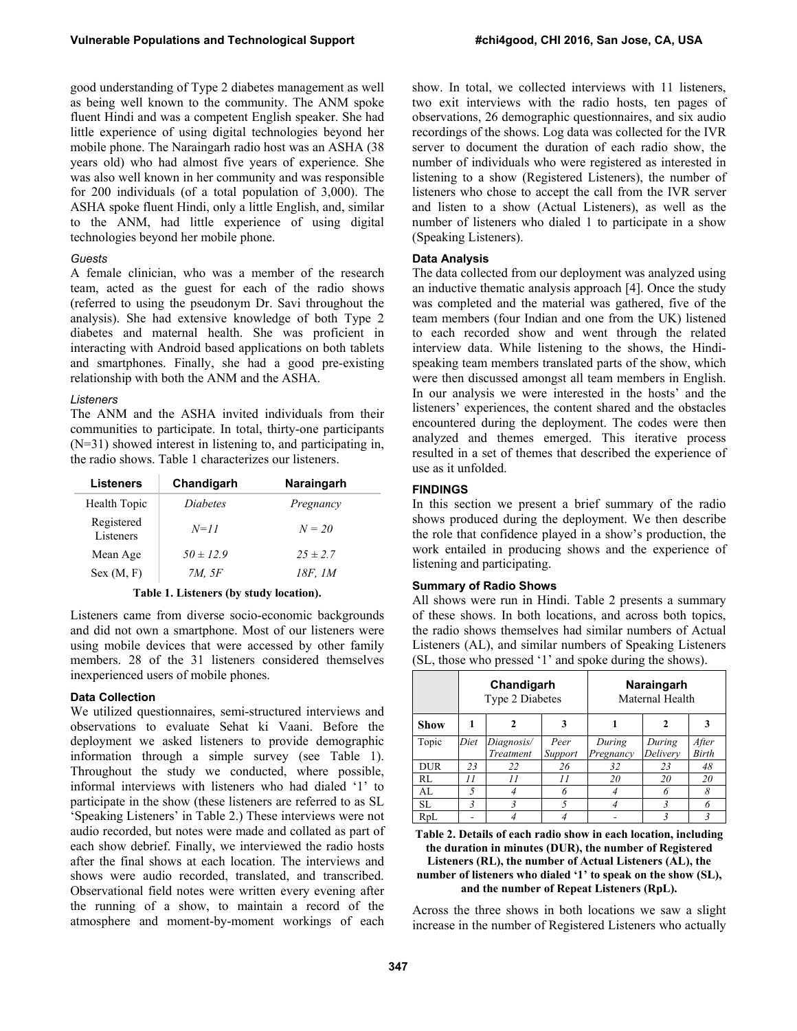good understanding of Type 2 diabetes management as well as being well known to the community. The ANM spoke fluent Hindi and was a competent English speaker. She had little experience of using digital technologies beyond her mobile phone. The Naraingarh radio host was an ASHA (38 years old) who had almost five years of experience. She was also well known in her community and was responsible for 200 individuals (of a total population of 3,000). The ASHA spoke fluent Hindi, only a little English, and, similar to the ANM, had little experience of using digital technologies beyond her mobile phone.

#### Guests

A female clinician, who was a member of the research team, acted as the guest for each of the radio shows (referred to using the pseudonym Dr. Savi throughout the analysis). She had extensive knowledge of both Type 2 diabetes and maternal health. She was proficient in interacting with Android based applications on both tablets and smartphones. Finally, she had a good pre-existing relationship with both the ANM and the ASHA.

#### Listeners

The ANM and the ASHA invited individuals from their communities to participate. In total, thirty-one participants (N=31) showed interest in listening to, and participating in, the radio shows. Table 1 characterizes our listeners.

| Listeners | Chandigarh | Naraingarh |
|---|---|---|
| Health Topic | *Diabetes* | *Pregnancy* |
| Registered Listeners | *N=11* | *N = 20* |
| Mean Age | *50 ± 12.9* | *25 ± 2.7* |
| Sex (M, F) | *7M, 5F* | *18F, 1M* |

**Table 1. Listeners (by study location).**

Listeners came from diverse socio-economic backgrounds and did not own a smartphone. Most of our listeners were using mobile devices that were accessed by other family members. 28 of the 31 listeners considered themselves inexperienced users of mobile phones.

### Data Collection

We utilized questionnaires, semi-structured interviews and observations to evaluate Sehat ki Vaani. Before the deployment we asked listeners to provide demographic information through a simple survey (see Table 1). Throughout the study we conducted, where possible, informal interviews with listeners who had dialed '1' to participate in the show (these listeners are referred to as SL 'Speaking Listeners' in Table 2.) These interviews were not audio recorded, but notes were made and collated as part of each show debrief. Finally, we interviewed the radio hosts after the final shows at each location. The interviews and shows were audio recorded, translated, and transcribed. Observational field notes were written every evening after the running of a show, to maintain a record of the atmosphere and moment-by-moment workings of each show. In total, we collected interviews with 11 listeners, two exit interviews with the radio hosts, ten pages of observations, 26 demographic questionnaires, and six audio recordings of the shows. Log data was collected for the IVR server to document the duration of each radio show, the number of individuals who were registered as interested in listening to a show (Registered Listeners), the number of listeners who chose to accept the call from the IVR server and listen to a show (Actual Listeners), as well as the number of listeners who dialed 1 to participate in a show (Speaking Listeners).

### Data Analysis

The data collected from our deployment was analyzed using an inductive thematic analysis approach [4]. Once the study was completed and the material was gathered, five of the team members (four Indian and one from the UK) listened to each recorded show and went through the related interview data. While listening to the shows, the Hindi-speaking team members translated parts of the show, which were then discussed amongst all team members in English. In our analysis we were interested in the hosts' and the listeners' experiences, the content shared and the obstacles encountered during the deployment. The codes were then analyzed and themes emerged. This iterative process resulted in a set of themes that described the experience of use as it unfolded.

## FINDINGS

In this section we present a brief summary of the radio shows produced during the deployment. We then describe the role that confidence played in a show's production, the work entailed in producing shows and the experience of listening and participating.

### Summary of Radio Shows

All shows were run in Hindi. Table 2 presents a summary of these shows. In both locations, and across both topics, the radio shows themselves had similar numbers of Actual Listeners (AL), and similar numbers of Speaking Listeners (SL, those who pressed '1' and spoke during the shows).

| | Chandigarh Type 2 Diabetes | | | Naraingarh Maternal Health | | |
|---|---|---|---|---|---|---|
| **Show** | **1** | **2** | **3** | **1** | **2** | **3** |
| Topic | *Diet* | *Diagnosis/ Treatment* | *Peer Support* | *During Pregnancy* | *During Delivery* | *After Birth* |
| DUR | *23* | *22* | *26* | *32* | *23* | *48* |
| RL | *11* | *11* | *11* | *20* | *20* | *20* |
| AL | *5* | *4* | *6* | *4* | *6* | *8* |
| SL | *3* | *3* | *5* | *4* | *3* | *6* |
| RpL | - | *4* | *4* | - | *3* | *3* |

**Table 2. Details of each radio show in each location, including the duration in minutes (DUR), the number of Registered Listeners (RL), the number of Actual Listeners (AL), the number of listeners who dialed '1' to speak on the show (SL), and the number of Repeat Listeners (RpL).**

Across the three shows in both locations we saw a slight increase in the number of Registered Listeners who actually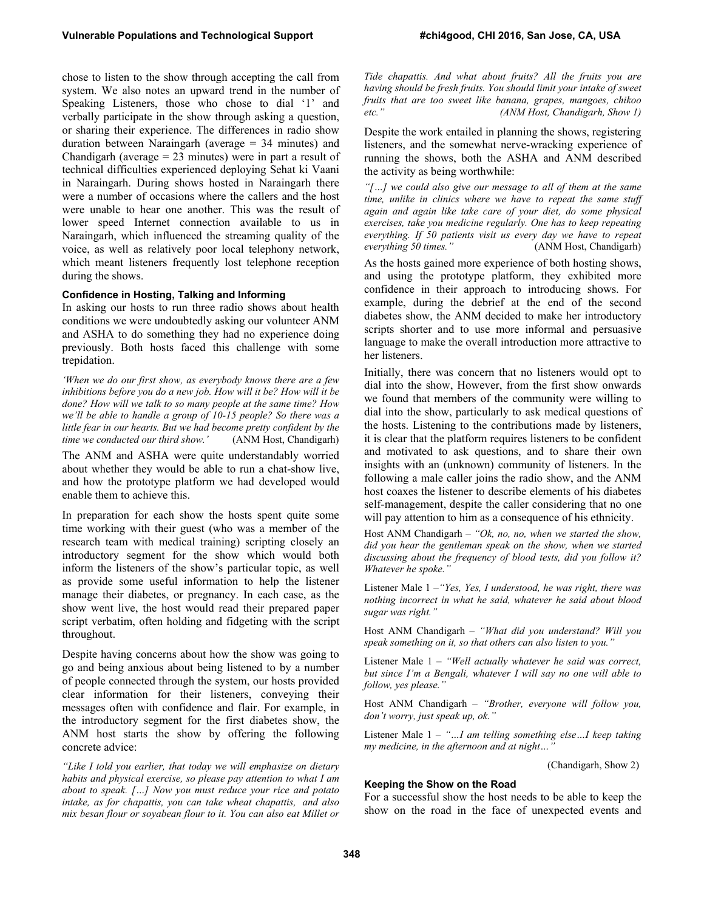chose to listen to the show through accepting the call from system. We also notes an upward trend in the number of Speaking Listeners, those who chose to dial '1' and verbally participate in the show through asking a question, or sharing their experience. The differences in radio show duration between Naraingarh (average = 34 minutes) and Chandigarh (average = 23 minutes) were in part a result of technical difficulties experienced deploying Sehat ki Vaani in Naraingarh. During shows hosted in Naraingarh there were a number of occasions where the callers and the host were unable to hear one another. This was the result of lower speed Internet connection available to us in Naraingarh, which influenced the streaming quality of the voice, as well as relatively poor local telephony network, which meant listeners frequently lost telephone reception during the shows.

### Confidence in Hosting, Talking and Informing

In asking our hosts to run three radio shows about health conditions we were undoubtedly asking our volunteer ANM and ASHA to do something they had no experience doing previously. Both hosts faced this challenge with some trepidation.

*'When we do our first show, as everybody knows there are a few inhibitions before you do a new job. How will it be? How will it be done? How will we talk to so many people at the same time? How we'll be able to handle a group of 10-15 people? So there was a little fear in our hearts. But we had become pretty confident by the time we conducted our third show.'* (ANM Host, Chandigarh)

The ANM and ASHA were quite understandably worried about whether they would be able to run a chat-show live, and how the prototype platform we had developed would enable them to achieve this.

In preparation for each show the hosts spent quite some time working with their guest (who was a member of the research team with medical training) scripting closely an introductory segment for the show which would both inform the listeners of the show's particular topic, as well as provide some useful information to help the listener manage their diabetes, or pregnancy. In each case, as the show went live, the host would read their prepared paper script verbatim, often holding and fidgeting with the script throughout.

Despite having concerns about how the show was going to go and being anxious about being listened to by a number of people connected through the system, our hosts provided clear information for their listeners, conveying their messages often with confidence and flair. For example, in the introductory segment for the first diabetes show, the ANM host starts the show by offering the following concrete advice:

*"Like I told you earlier, that today we will emphasize on dietary habits and physical exercise, so please pay attention to what I am about to speak. […] Now you must reduce your rice and potato intake, as for chapattis, you can take wheat chapattis, and also mix besan flour or soyabean flour to it. You can also eat Millet or Tide chapattis. And what about fruits? All the fruits you are having should be fresh fruits. You should limit your intake of sweet fruits that are too sweet like banana, grapes, mangoes, chikoo etc." (ANM Host, Chandigarh, Show 1)*

Despite the work entailed in planning the shows, registering listeners, and the somewhat nerve-wracking experience of running the shows, both the ASHA and ANM described the activity as being worthwhile:

*"[…] we could also give our message to all of them at the same time, unlike in clinics where we have to repeat the same stuff again and again like take care of your diet, do some physical exercises, take you medicine regularly. One has to keep repeating everything. If 50 patients visit us every day we have to repeat everything 50 times."* (ANM Host, Chandigarh)

As the hosts gained more experience of both hosting shows, and using the prototype platform, they exhibited more confidence in their approach to introducing shows. For example, during the debrief at the end of the second diabetes show, the ANM decided to make her introductory scripts shorter and to use more informal and persuasive language to make the overall introduction more attractive to her listeners.

Initially, there was concern that no listeners would opt to dial into the show, However, from the first show onwards we found that members of the community were willing to dial into the show, particularly to ask medical questions of the hosts. Listening to the contributions made by listeners, it is clear that the platform requires listeners to be confident and motivated to ask questions, and to share their own insights with an (unknown) community of listeners. In the following a male caller joins the radio show, and the ANM host coaxes the listener to describe elements of his diabetes self-management, despite the caller considering that no one will pay attention to him as a consequence of his ethnicity.

Host ANM Chandigarh – *"Ok, no, no, when we started the show, did you hear the gentleman speak on the show, when we started discussing about the frequency of blood tests, did you follow it? Whatever he spoke."*

Listener Male 1 –*"Yes, Yes, I understood, he was right, there was nothing incorrect in what he said, whatever he said about blood sugar was right."*

Host ANM Chandigarh – *"What did you understand? Will you speak something on it, so that others can also listen to you."*

Listener Male 1 – *"Well actually whatever he said was correct, but since I'm a Bengali, whatever I will say no one will able to follow, yes please."*

Host ANM Chandigarh – *"Brother, everyone will follow you, don't worry, just speak up, ok."*

Listener Male 1 – *"…I am telling something else…I keep taking my medicine, in the afternoon and at night…"*

(Chandigarh, Show 2)

### Keeping the Show on the Road

For a successful show the host needs to be able to keep the show on the road in the face of unexpected events and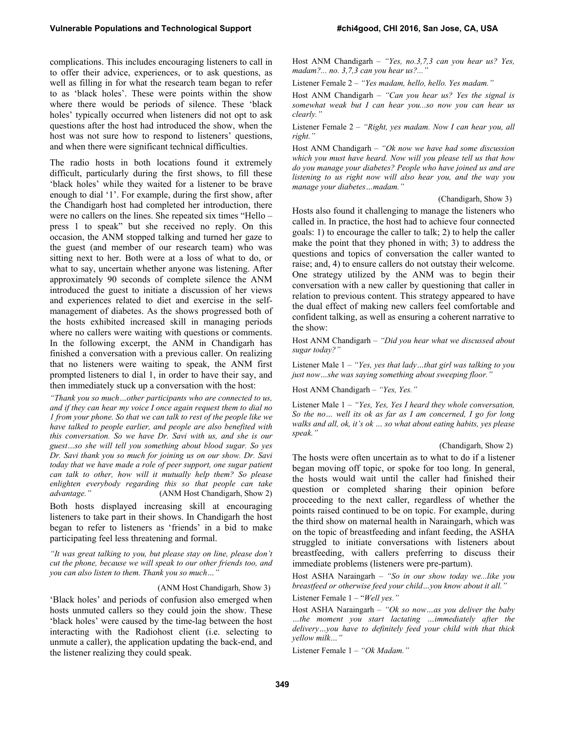complications. This includes encouraging listeners to call in to offer their advice, experiences, or to ask questions, as well as filling in for what the research team began to refer to as 'black holes'. These were points within the show where there would be periods of silence. These 'black holes' typically occurred when listeners did not opt to ask questions after the host had introduced the show, when the host was not sure how to respond to listeners' questions, and when there were significant technical difficulties.

The radio hosts in both locations found it extremely difficult, particularly during the first shows, to fill these 'black holes' while they waited for a listener to be brave enough to dial '1'. For example, during the first show, after the Chandigarh host had completed her introduction, there were no callers on the lines. She repeated six times "Hello – press 1 to speak" but she received no reply. On this occasion, the ANM stopped talking and turned her gaze to the guest (and member of our research team) who was sitting next to her. Both were at a loss of what to do, or what to say, uncertain whether anyone was listening. After approximately 90 seconds of complete silence the ANM introduced the guest to initiate a discussion of her views and experiences related to diet and exercise in the self-management of diabetes. As the shows progressed both of the hosts exhibited increased skill in managing periods where no callers were waiting with questions or comments. In the following excerpt, the ANM in Chandigarh has finished a conversation with a previous caller. On realizing that no listeners were waiting to speak, the ANM first prompted listeners to dial 1, in order to have their say, and then immediately stuck up a conversation with the host:

*"Thank you so much…other participants who are connected to us, and if they can hear my voice I once again request them to dial no 1 from your phone. So that we can talk to rest of the people like we have talked to people earlier, and people are also benefited with this conversation. So we have Dr. Savi with us, and she is our guest…so she will tell you something about blood sugar. So yes Dr. Savi thank you so much for joining us on our show. Dr. Savi today that we have made a role of peer support, one sugar patient can talk to other, how will it mutually help them? So please enlighten everybody regarding this so that people can take advantage."* (ANM Host Chandigarh, Show 2)

Both hosts displayed increasing skill at encouraging listeners to take part in their shows. In Chandigarh the host began to refer to listeners as 'friends' in a bid to make participating feel less threatening and formal.

*"It was great talking to you, but please stay on line, please don't cut the phone, because we will speak to our other friends too, and you can also listen to them. Thank you so much…"*

(ANM Host Chandigarh, Show 3)

'Black holes' and periods of confusion also emerged when hosts unmuted callers so they could join the show. These 'black holes' were caused by the time-lag between the host interacting with the Radiohost client (i.e. selecting to unmute a caller), the application updating the back-end, and the listener realizing they could speak.

Host ANM Chandigarh – *"Yes, no.3,7,3 can you hear us? Yes, madam?... no. 3,7,3 can you hear us?..."*

Listener Female 2 – *"Yes madam, hello, hello. Yes madam."*

Host ANM Chandigarh – *"Can you hear us? Yes the signal is somewhat weak but I can hear you...so now you can hear us clearly."*

Listener Female 2 – *"Right, yes madam. Now I can hear you, all right."*

Host ANM Chandigarh – *"Ok now we have had some discussion which you must have heard. Now will you please tell us that how do you manage your diabetes? People who have joined us and are listening to us right now will also hear you, and the way you manage your diabetes…madam."*

(Chandigarh, Show 3)

Hosts also found it challenging to manage the listeners who called in. In practice, the host had to achieve four connected goals: 1) to encourage the caller to talk; 2) to help the caller make the point that they phoned in with; 3) to address the questions and topics of conversation the caller wanted to raise; and, 4) to ensure callers do not outstay their welcome. One strategy utilized by the ANM was to begin their conversation with a new caller by questioning that caller in relation to previous content. This strategy appeared to have the dual effect of making new callers feel comfortable and confident talking, as well as ensuring a coherent narrative to the show:

Host ANM Chandigarh – *"Did you hear what we discussed about sugar today?"*

Listener Male 1 – *"Yes, yes that lady…that girl was talking to you just now…she was saying something about sweeping floor."*

Host ANM Chandigarh – *"Yes, Yes."*

Listener Male 1 – *"Yes, Yes, Yes I heard they whole conversation, So the no… well its ok as far as I am concerned, I go for long walks and all, ok, it's ok … so what about eating habits, yes please speak."*

(Chandigarh, Show 2)

The hosts were often uncertain as to what to do if a listener began moving off topic, or spoke for too long. In general, the hosts would wait until the caller had finished their question or completed sharing their opinion before proceeding to the next caller, regardless of whether the points raised continued to be on topic. For example, during the third show on maternal health in Naraingarh, which was on the topic of breastfeeding and infant feeding, the ASHA struggled to initiate conversations with listeners about breastfeeding, with callers preferring to discuss their immediate problems (listeners were pre-partum).

Host ASHA Naraingarh – *"So in our show today we...like you breastfeed or otherwise feed your child…you know about it all."*

Listener Female 1 – "*Well yes."*

Host ASHA Naraingarh – *"Ok so now…as you deliver the baby …the moment you start lactating …immediately after the delivery…you have to definitely feed your child with that thick yellow milk…"*

Listener Female 1 – *"Ok Madam."*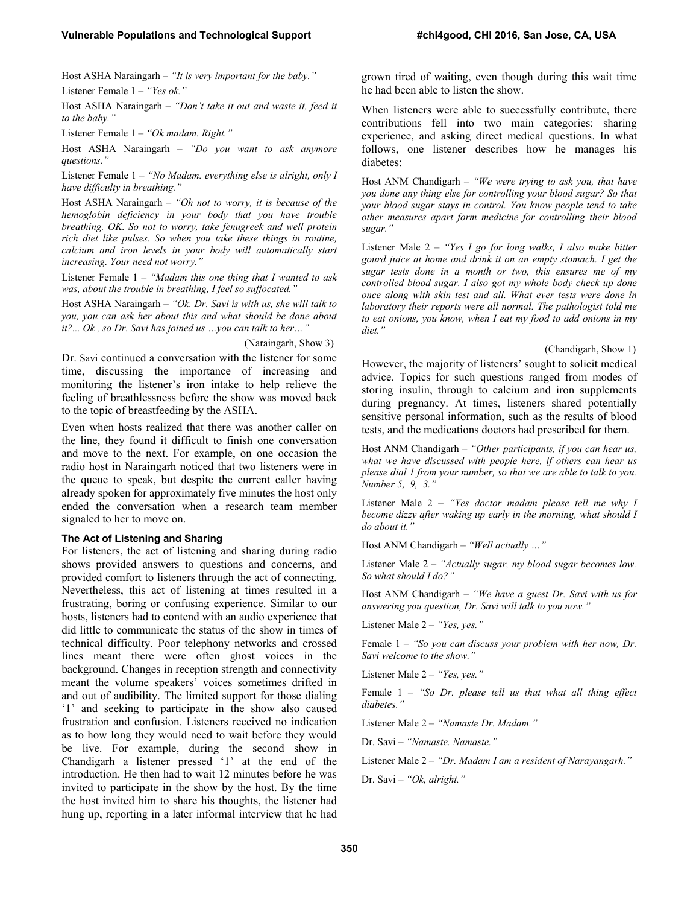Host ASHA Naraingarh – *"It is very important for the baby."*

Listener Female 1 – *"Yes ok."*

Host ASHA Naraingarh – *"Don't take it out and waste it, feed it to the baby."*

Listener Female 1 – *"Ok madam. Right."*

Host ASHA Naraingarh – *"Do you want to ask anymore questions."*

Listener Female 1 – *"No Madam. everything else is alright, only I have difficulty in breathing."*

Host ASHA Naraingarh – *"Oh not to worry, it is because of the hemoglobin deficiency in your body that you have trouble breathing. OK. So not to worry, take fenugreek and well protein rich diet like pulses. So when you take these things in routine, calcium and iron levels in your body will automatically start increasing. Your need not worry."*

Listener Female 1 – *"Madam this one thing that I wanted to ask was, about the trouble in breathing, I feel so suffocated."*

Host ASHA Naraingarh – *"Ok. Dr. Savi is with us, she will talk to you, you can ask her about this and what should be done about it?... Ok , so Dr. Savi has joined us …you can talk to her…"*

(Naraingarh, Show 3)

Dr. Savi continued a conversation with the listener for some time, discussing the importance of increasing and monitoring the listener's iron intake to help relieve the feeling of breathlessness before the show was moved back to the topic of breastfeeding by the ASHA.

Even when hosts realized that there was another caller on the line, they found it difficult to finish one conversation and move to the next. For example, on one occasion the radio host in Naraingarh noticed that two listeners were in the queue to speak, but despite the current caller having already spoken for approximately five minutes the host only ended the conversation when a research team member signaled to her to move on.

#### The Act of Listening and Sharing

For listeners, the act of listening and sharing during radio shows provided answers to questions and concerns, and provided comfort to listeners through the act of connecting. Nevertheless, this act of listening at times resulted in a frustrating, boring or confusing experience. Similar to our hosts, listeners had to contend with an audio experience that did little to communicate the status of the show in times of technical difficulty. Poor telephony networks and crossed lines meant there were often ghost voices in the background. Changes in reception strength and connectivity meant the volume speakers' voices sometimes drifted in and out of audibility. The limited support for those dialing '1' and seeking to participate in the show also caused frustration and confusion. Listeners received no indication as to how long they would need to wait before they would be live. For example, during the second show in Chandigarh a listener pressed '1' at the end of the introduction. He then had to wait 12 minutes before he was invited to participate in the show by the host. By the time the host invited him to share his thoughts, the listener had hung up, reporting in a later informal interview that he had grown tired of waiting, even though during this wait time he had been able to listen the show.

When listeners were able to successfully contribute, there contributions fell into two main categories: sharing experience, and asking direct medical questions. In what follows, one listener describes how he manages his diabetes:

Host ANM Chandigarh – *"We were trying to ask you, that have you done any thing else for controlling your blood sugar? So that your blood sugar stays in control. You know people tend to take other measures apart form medicine for controlling their blood sugar."*

Listener Male 2 – *"Yes I go for long walks, I also make bitter gourd juice at home and drink it on an empty stomach. I get the sugar tests done in a month or two, this ensures me of my controlled blood sugar. I also got my whole body check up done once along with skin test and all. What ever tests were done in laboratory their reports were all normal. The pathologist told me to eat onions, you know, when I eat my food to add onions in my diet."*

(Chandigarh, Show 1)

However, the majority of listeners' sought to solicit medical advice. Topics for such questions ranged from modes of storing insulin, through to calcium and iron supplements during pregnancy. At times, listeners shared potentially sensitive personal information, such as the results of blood tests, and the medications doctors had prescribed for them.

Host ANM Chandigarh – *"Other participants, if you can hear us, what we have discussed with people here, if others can hear us please dial 1 from your number, so that we are able to talk to you. Number 5, 9, 3."*

Listener Male 2 – *"Yes doctor madam please tell me why I become dizzy after waking up early in the morning, what should I do about it."*

Host ANM Chandigarh – *"Well actually …"*

Listener Male 2 – *"Actually sugar, my blood sugar becomes low. So what should I do?"*

Host ANM Chandigarh – *"We have a guest Dr. Savi with us for answering you question, Dr. Savi will talk to you now."*

Listener Male 2 – *"Yes, yes."*

Female 1 – *"So you can discuss your problem with her now, Dr. Savi welcome to the show."*

Listener Male 2 – *"Yes, yes."*

Female 1 – *"So Dr. please tell us that what all thing effect diabetes."*

Listener Male 2 – *"Namaste Dr. Madam."*

Dr. Savi – *"Namaste. Namaste."*

Listener Male 2 – *"Dr. Madam I am a resident of Narayangarh."*

Dr. Savi – *"Ok, alright."*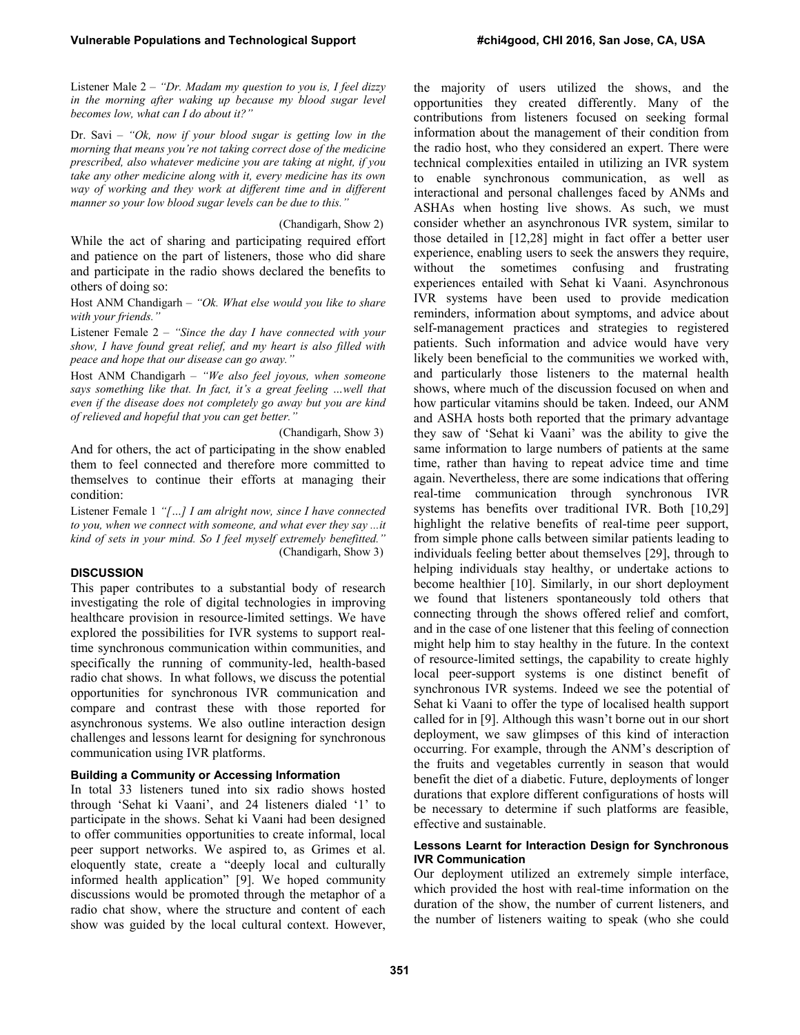Listener Male 2 – *"Dr. Madam my question to you is, I feel dizzy in the morning after waking up because my blood sugar level becomes low, what can I do about it?"*

Dr. Savi – *"Ok, now if your blood sugar is getting low in the morning that means you're not taking correct dose of the medicine prescribed, also whatever medicine you are taking at night, if you take any other medicine along with it, every medicine has its own way of working and they work at different time and in different manner so your low blood sugar levels can be due to this."*

(Chandigarh, Show 2)

While the act of sharing and participating required effort and patience on the part of listeners, those who did share and participate in the radio shows declared the benefits to others of doing so:

Host ANM Chandigarh – *"Ok. What else would you like to share with your friends."*

Listener Female 2 – *"Since the day I have connected with your show, I have found great relief, and my heart is also filled with peace and hope that our disease can go away."*

Host ANM Chandigarh – *"We also feel joyous, when someone says something like that. In fact, it's a great feeling …well that even if the disease does not completely go away but you are kind of relieved and hopeful that you can get better."*

(Chandigarh, Show 3)

And for others, the act of participating in the show enabled them to feel connected and therefore more committed to themselves to continue their efforts at managing their condition:

Listener Female 1 *"[…] I am alright now, since I have connected to you, when we connect with someone, and what ever they say …it kind of sets in your mind. So I feel myself extremely benefitted."*

(Chandigarh, Show 3)

## DISCUSSION

This paper contributes to a substantial body of research investigating the role of digital technologies in improving healthcare provision in resource-limited settings. We have explored the possibilities for IVR systems to support real-time synchronous communication within communities, and specifically the running of community-led, health-based radio chat shows. In what follows, we discuss the potential opportunities for synchronous IVR communication and compare and contrast these with those reported for asynchronous systems. We also outline interaction design challenges and lessons learnt for designing for synchronous communication using IVR platforms.

### Building a Community or Accessing Information

In total 33 listeners tuned into six radio shows hosted through 'Sehat ki Vaani', and 24 listeners dialed '1' to participate in the shows. Sehat ki Vaani had been designed to offer communities opportunities to create informal, local peer support networks. We aspired to, as Grimes et al. eloquently state, create a "deeply local and culturally informed health application" [9]. We hoped community discussions would be promoted through the metaphor of a radio chat show, where the structure and content of each show was guided by the local cultural context. However, the majority of users utilized the shows, and the opportunities they created differently. Many of the contributions from listeners focused on seeking formal information about the management of their condition from the radio host, who they considered an expert. There were technical complexities entailed in utilizing an IVR system to enable synchronous communication, as well as interactional and personal challenges faced by ANMs and ASHAs when hosting live shows. As such, we must consider whether an asynchronous IVR system, similar to those detailed in [12,28] might in fact offer a better user experience, enabling users to seek the answers they require, without the sometimes confusing and frustrating experiences entailed with Sehat ki Vaani. Asynchronous IVR systems have been used to provide medication reminders, information about symptoms, and advice about self-management practices and strategies to registered patients. Such information and advice would have very likely been beneficial to the communities we worked with, and particularly those listeners to the maternal health shows, where much of the discussion focused on when and how particular vitamins should be taken. Indeed, our ANM and ASHA hosts both reported that the primary advantage they saw of 'Sehat ki Vaani' was the ability to give the same information to large numbers of patients at the same time, rather than having to repeat advice time and time again. Nevertheless, there are some indications that offering real-time communication through synchronous IVR systems has benefits over traditional IVR. Both [10,29] highlight the relative benefits of real-time peer support, from simple phone calls between similar patients leading to individuals feeling better about themselves [29], through to helping individuals stay healthy, or undertake actions to become healthier [10]. Similarly, in our short deployment we found that listeners spontaneously told others that connecting through the shows offered relief and comfort, and in the case of one listener that this feeling of connection might help him to stay healthy in the future. In the context of resource-limited settings, the capability to create highly local peer-support systems is one distinct benefit of synchronous IVR systems. Indeed we see the potential of Sehat ki Vaani to offer the type of localised health support called for in [9]. Although this wasn't borne out in our short deployment, we saw glimpses of this kind of interaction occurring. For example, through the ANM's description of the fruits and vegetables currently in season that would benefit the diet of a diabetic. Future, deployments of longer durations that explore different configurations of hosts will be necessary to determine if such platforms are feasible, effective and sustainable.

### Lessons Learnt for Interaction Design for Synchronous IVR Communication

Our deployment utilized an extremely simple interface, which provided the host with real-time information on the duration of the show, the number of current listeners, and the number of listeners waiting to speak (who she could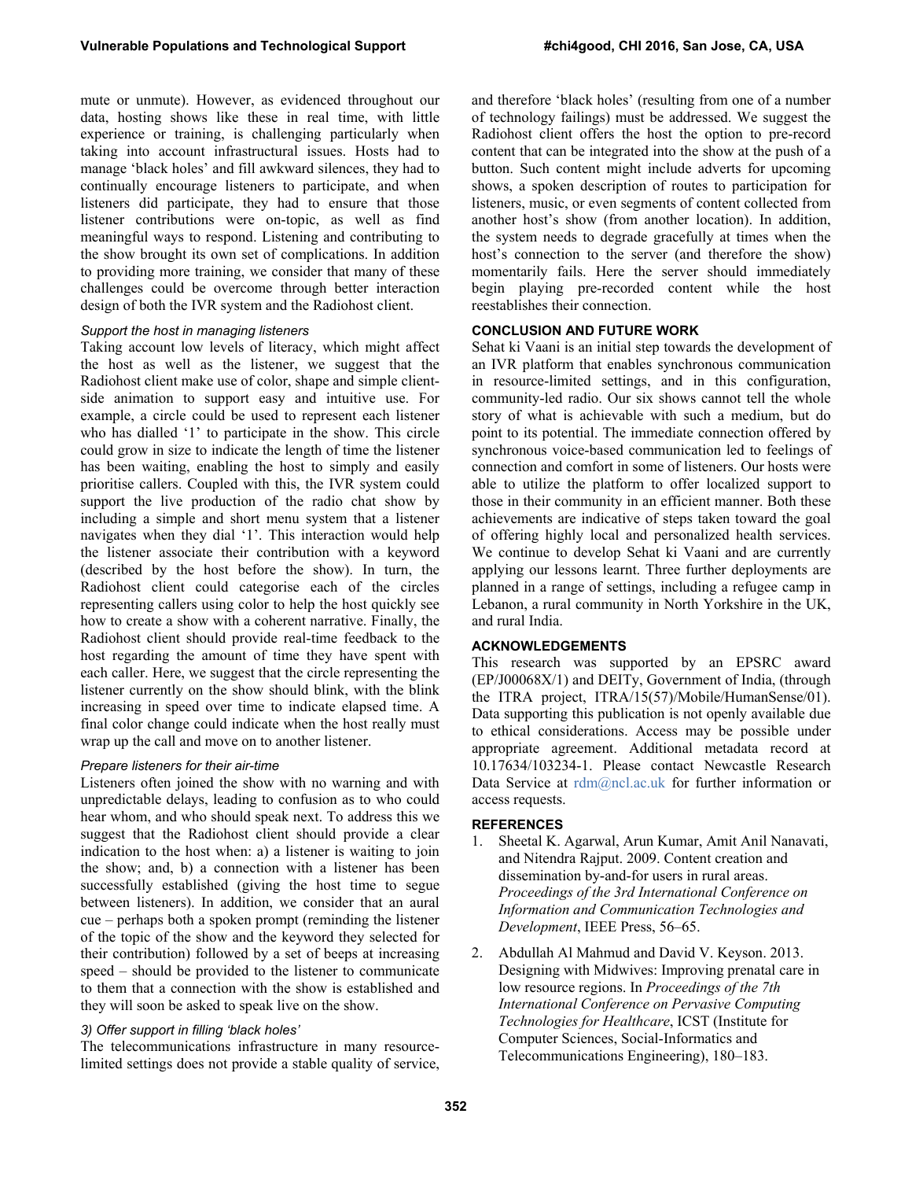mute or unmute). However, as evidenced throughout our data, hosting shows like these in real time, with little experience or training, is challenging particularly when taking into account infrastructural issues. Hosts had to manage 'black holes' and fill awkward silences, they had to continually encourage listeners to participate, and when listeners did participate, they had to ensure that those listener contributions were on-topic, as well as find meaningful ways to respond. Listening and contributing to the show brought its own set of complications. In addition to providing more training, we consider that many of these challenges could be overcome through better interaction design of both the IVR system and the Radiohost client.

*Support the host in managing listeners*

Taking account low levels of literacy, which might affect the host as well as the listener, we suggest that the Radiohost client make use of color, shape and simple client-side animation to support easy and intuitive use. For example, a circle could be used to represent each listener who has dialled '1' to participate in the show. This circle could grow in size to indicate the length of time the listener has been waiting, enabling the host to simply and easily prioritise callers. Coupled with this, the IVR system could support the live production of the radio chat show by including a simple and short menu system that a listener navigates when they dial '1'. This interaction would help the listener associate their contribution with a keyword (described by the host before the show). In turn, the Radiohost client could categorise each of the circles representing callers using color to help the host quickly see how to create a show with a coherent narrative. Finally, the Radiohost client should provide real-time feedback to the host regarding the amount of time they have spent with each caller. Here, we suggest that the circle representing the listener currently on the show should blink, with the blink increasing in speed over time to indicate elapsed time. A final color change could indicate when the host really must wrap up the call and move on to another listener.

*Prepare listeners for their air-time*

Listeners often joined the show with no warning and with unpredictable delays, leading to confusion as to who could hear whom, and who should speak next. To address this we suggest that the Radiohost client should provide a clear indication to the host when: a) a listener is waiting to join the show; and, b) a connection with a listener has been successfully established (giving the host time to segue between listeners). In addition, we consider that an aural cue – perhaps both a spoken prompt (reminding the listener of the topic of the show and the keyword they selected for their contribution) followed by a set of beeps at increasing speed – should be provided to the listener to communicate to them that a connection with the show is established and they will soon be asked to speak live on the show.

*3) Offer support in filling 'black holes'*

The telecommunications infrastructure in many resource-limited settings does not provide a stable quality of service, and therefore 'black holes' (resulting from one of a number of technology failings) must be addressed. We suggest the Radiohost client offers the host the option to pre-record content that can be integrated into the show at the push of a button. Such content might include adverts for upcoming shows, a spoken description of routes to participation for listeners, music, or even segments of content collected from another host's show (from another location). In addition, the system needs to degrade gracefully at times when the host's connection to the server (and therefore the show) momentarily fails. Here the server should immediately begin playing pre-recorded content while the host reestablishes their connection.

## CONCLUSION AND FUTURE WORK

Sehat ki Vaani is an initial step towards the development of an IVR platform that enables synchronous communication in resource-limited settings, and in this configuration, community-led radio. Our six shows cannot tell the whole story of what is achievable with such a medium, but do point to its potential. The immediate connection offered by synchronous voice-based communication led to feelings of connection and comfort in some of listeners. Our hosts were able to utilize the platform to offer localized support to those in their community in an efficient manner. Both these achievements are indicative of steps taken toward the goal of offering highly local and personalized health services. We continue to develop Sehat ki Vaani and are currently applying our lessons learnt. Three further deployments are planned in a range of settings, including a refugee camp in Lebanon, a rural community in North Yorkshire in the UK, and rural India.

## ACKNOWLEDGEMENTS

This research was supported by an EPSRC award (EP/J00068X/1) and DEITy, Government of India, (through the ITRA project, ITRA/15(57)/Mobile/HumanSense/01). Data supporting this publication is not openly available due to ethical considerations. Access may be possible under appropriate agreement. Additional metadata record at 10.17634/103234-1. Please contact Newcastle Research Data Service at rdm@ncl.ac.uk for further information or access requests.

## REFERENCES

1. Sheetal K. Agarwal, Arun Kumar, Amit Anil Nanavati, and Nitendra Rajput. 2009. Content creation and dissemination by-and-for users in rural areas. *Proceedings of the 3rd International Conference on Information and Communication Technologies and Development*, IEEE Press, 56–65.
2. Abdullah Al Mahmud and David V. Keyson. 2013. Designing with Midwives: Improving prenatal care in low resource regions. In *Proceedings of the 7th International Conference on Pervasive Computing Technologies for Healthcare*, ICST (Institute for Computer Sciences, Social-Informatics and Telecommunications Engineering), 180–183.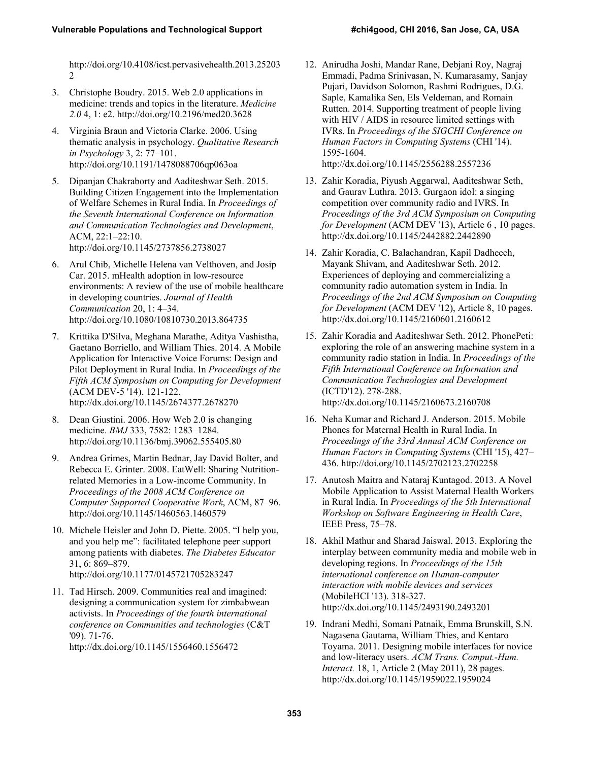http://doi.org/10.4108/icst.pervasivehealth.2013.252032

3. Christophe Boudry. 2015. Web 2.0 applications in medicine: trends and topics in the literature. *Medicine 2.0* 4, 1: e2. http://doi.org/10.2196/med20.3628

4. Virginia Braun and Victoria Clarke. 2006. Using thematic analysis in psychology. *Qualitative Research in Psychology* 3, 2: 77–101. http://doi.org/10.1191/1478088706qp063oa

5. Dipanjan Chakraborty and Aaditeshwar Seth. 2015. Building Citizen Engagement into the Implementation of Welfare Schemes in Rural India. In *Proceedings of the Seventh International Conference on Information and Communication Technologies and Development*, ACM, 22:1–22:10. http://doi.org/10.1145/2737856.2738027

6. Arul Chib, Michelle Helena van Velthoven, and Josip Car. 2015. mHealth adoption in low-resource environments: A review of the use of mobile healthcare in developing countries. *Journal of Health Communication* 20, 1: 4–34. http://doi.org/10.1080/10810730.2013.864735

7. Krittika D'Silva, Meghana Marathe, Aditya Vashistha, Gaetano Borriello, and William Thies. 2014. A Mobile Application for Interactive Voice Forums: Design and Pilot Deployment in Rural India. In *Proceedings of the Fifth ACM Symposium on Computing for Development* (ACM DEV-5 '14). 121-122. http://dx.doi.org/10.1145/2674377.2678270

8. Dean Giustini. 2006. How Web 2.0 is changing medicine. *BMJ* 333, 7582: 1283–1284. http://doi.org/10.1136/bmj.39062.555405.80

9. Andrea Grimes, Martin Bednar, Jay David Bolter, and Rebecca E. Grinter. 2008. EatWell: Sharing Nutrition-related Memories in a Low-income Community. In *Proceedings of the 2008 ACM Conference on Computer Supported Cooperative Work*, ACM, 87–96. http://doi.org/10.1145/1460563.1460579

10. Michele Heisler and John D. Piette. 2005. "I help you, and you help me": facilitated telephone peer support among patients with diabetes. *The Diabetes Educator* 31, 6: 869–879. http://doi.org/10.1177/0145721705283247

11. Tad Hirsch. 2009. Communities real and imagined: designing a communication system for zimbabwean activists. In *Proceedings of the fourth international conference on Communities and technologies* (C&T '09). 71-76. http://dx.doi.org/10.1145/1556460.1556472

12. Anirudha Joshi, Mandar Rane, Debjani Roy, Nagraj Emmadi, Padma Srinivasan, N. Kumarasamy, Sanjay Pujari, Davidson Solomon, Rashmi Rodrigues, D.G. Saple, Kamalika Sen, Els Veldeman, and Romain Rutten. 2014. Supporting treatment of people living with HIV / AIDS in resource limited settings with IVRs. In *Proceedings of the SIGCHI Conference on Human Factors in Computing Systems* (CHI '14). 1595-1604. http://dx.doi.org/10.1145/2556288.2557236

13. Zahir Koradia, Piyush Aggarwal, Aaditeshwar Seth, and Gaurav Luthra. 2013. Gurgaon idol: a singing competition over community radio and IVRS. In *Proceedings of the 3rd ACM Symposium on Computing for Development* (ACM DEV '13), Article 6 , 10 pages. http://dx.doi.org/10.1145/2442882.2442890

14. Zahir Koradia, C. Balachandran, Kapil Dadheech, Mayank Shivam, and Aaditeshwar Seth. 2012. Experiences of deploying and commercializing a community radio automation system in India. In *Proceedings of the 2nd ACM Symposium on Computing for Development* (ACM DEV '12), Article 8, 10 pages. http://dx.doi.org/10.1145/2160601.2160612

15. Zahir Koradia and Aaditeshwar Seth. 2012. PhonePeti: exploring the role of an answering machine system in a community radio station in India. In *Proceedings of the Fifth International Conference on Information and Communication Technologies and Development* (ICTD'12). 278-288. http://dx.doi.org/10.1145/2160673.2160708

16. Neha Kumar and Richard J. Anderson. 2015. Mobile Phones for Maternal Health in Rural India. In *Proceedings of the 33rd Annual ACM Conference on Human Factors in Computing Systems* (CHI '15), 427–436. http://doi.org/10.1145/2702123.2702258

17. Anutosh Maitra and Nataraj Kuntagod. 2013. A Novel Mobile Application to Assist Maternal Health Workers in Rural India. In *Proceedings of the 5th International Workshop on Software Engineering in Health Care*, IEEE Press, 75–78.

18. Akhil Mathur and Sharad Jaiswal. 2013. Exploring the interplay between community media and mobile web in developing regions. In *Proceedings of the 15th international conference on Human-computer interaction with mobile devices and services* (MobileHCI '13). 318-327. http://dx.doi.org/10.1145/2493190.2493201

19. Indrani Medhi, Somani Patnaik, Emma Brunskill, S.N. Nagasena Gautama, William Thies, and Kentaro Toyama. 2011. Designing mobile interfaces for novice and low-literacy users. *ACM Trans. Comput.-Hum. Interact.* 18, 1, Article 2 (May 2011), 28 pages. http://dx.doi.org/10.1145/1959022.1959024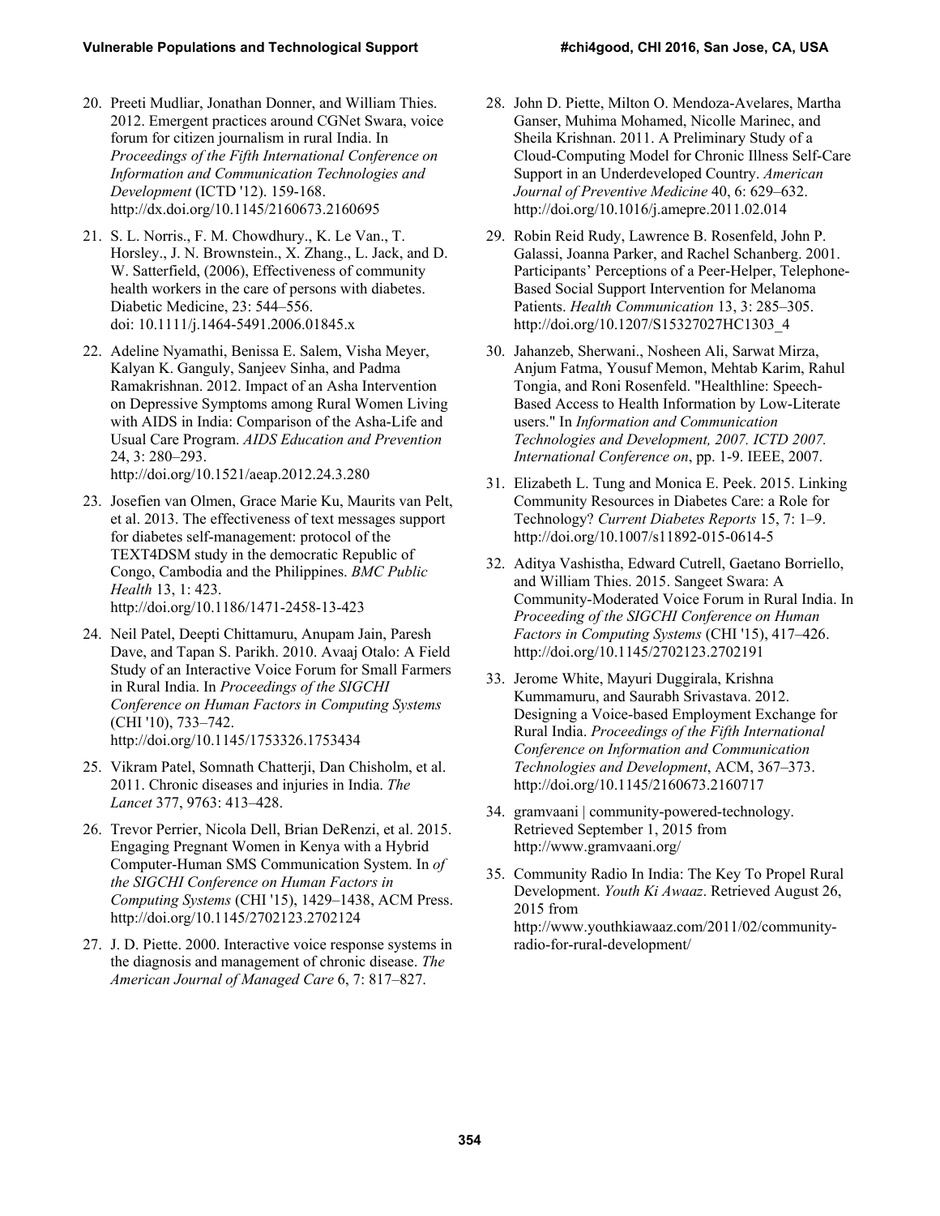20. Preeti Mudliar, Jonathan Donner, and William Thies. 2012. Emergent practices around CGNet Swara, voice forum for citizen journalism in rural India. In *Proceedings of the Fifth International Conference on Information and Communication Technologies and Development* (ICTD '12). 159-168. http://dx.doi.org/10.1145/2160673.2160695

21. S. L. Norris., F. M. Chowdhury., K. Le Van., T. Horsley., J. N. Brownstein., X. Zhang., L. Jack, and D. W. Satterfield, (2006), Effectiveness of community health workers in the care of persons with diabetes. Diabetic Medicine, 23: 544–556. doi: 10.1111/j.1464-5491.2006.01845.x

22. Adeline Nyamathi, Benissa E. Salem, Visha Meyer, Kalyan K. Ganguly, Sanjeev Sinha, and Padma Ramakrishnan. 2012. Impact of an Asha Intervention on Depressive Symptoms among Rural Women Living with AIDS in India: Comparison of the Asha-Life and Usual Care Program. *AIDS Education and Prevention* 24, 3: 280–293. http://doi.org/10.1521/aeap.2012.24.3.280

23. Josefien van Olmen, Grace Marie Ku, Maurits van Pelt, et al. 2013. The effectiveness of text messages support for diabetes self-management: protocol of the TEXT4DSM study in the democratic Republic of Congo, Cambodia and the Philippines. *BMC Public Health* 13, 1: 423. http://doi.org/10.1186/1471-2458-13-423

24. Neil Patel, Deepti Chittamuru, Anupam Jain, Paresh Dave, and Tapan S. Parikh. 2010. Avaaj Otalo: A Field Study of an Interactive Voice Forum for Small Farmers in Rural India. In *Proceedings of the SIGCHI Conference on Human Factors in Computing Systems* (CHI '10), 733–742. http://doi.org/10.1145/1753326.1753434

25. Vikram Patel, Somnath Chatterji, Dan Chisholm, et al. 2011. Chronic diseases and injuries in India. *The Lancet* 377, 9763: 413–428.

26. Trevor Perrier, Nicola Dell, Brian DeRenzi, et al. 2015. Engaging Pregnant Women in Kenya with a Hybrid Computer-Human SMS Communication System. In *of the SIGCHI Conference on Human Factors in Computing Systems* (CHI '15), 1429–1438, ACM Press. http://doi.org/10.1145/2702123.2702124

27. J. D. Piette. 2000. Interactive voice response systems in the diagnosis and management of chronic disease. *The American Journal of Managed Care* 6, 7: 817–827.

28. John D. Piette, Milton O. Mendoza-Avelares, Martha Ganser, Muhima Mohamed, Nicolle Marinec, and Sheila Krishnan. 2011. A Preliminary Study of a Cloud-Computing Model for Chronic Illness Self-Care Support in an Underdeveloped Country. *American Journal of Preventive Medicine* 40, 6: 629–632. http://doi.org/10.1016/j.amepre.2011.02.014

29. Robin Reid Rudy, Lawrence B. Rosenfeld, John P. Galassi, Joanna Parker, and Rachel Schanberg. 2001. Participants' Perceptions of a Peer-Helper, Telephone-Based Social Support Intervention for Melanoma Patients. *Health Communication* 13, 3: 285–305. http://doi.org/10.1207/S15327027HC1303_4

30. Jahanzeb, Sherwani., Nosheen Ali, Sarwat Mirza, Anjum Fatma, Yousuf Memon, Mehtab Karim, Rahul Tongia, and Roni Rosenfeld. "Healthline: Speech-Based Access to Health Information by Low-Literate users." In *Information and Communication Technologies and Development, 2007. ICTD 2007. International Conference on*, pp. 1-9. IEEE, 2007.

31. Elizabeth L. Tung and Monica E. Peek. 2015. Linking Community Resources in Diabetes Care: a Role for Technology? *Current Diabetes Reports* 15, 7: 1–9. http://doi.org/10.1007/s11892-015-0614-5

32. Aditya Vashistha, Edward Cutrell, Gaetano Borriello, and William Thies. 2015. Sangeet Swara: A Community-Moderated Voice Forum in Rural India. In *Proceeding of the SIGCHI Conference on Human Factors in Computing Systems* (CHI '15), 417–426. http://doi.org/10.1145/2702123.2702191

33. Jerome White, Mayuri Duggirala, Krishna Kummamuru, and Saurabh Srivastava. 2012. Designing a Voice-based Employment Exchange for Rural India. *Proceedings of the Fifth International Conference on Information and Communication Technologies and Development*, ACM, 367–373. http://doi.org/10.1145/2160673.2160717

34. gramvaani | community-powered-technology. Retrieved September 1, 2015 from http://www.gramvaani.org/

35. Community Radio In India: The Key To Propel Rural Development. *Youth Ki Awaaz*. Retrieved August 26, 2015 from http://www.youthkiawaaz.com/2011/02/community-radio-for-rural-development/